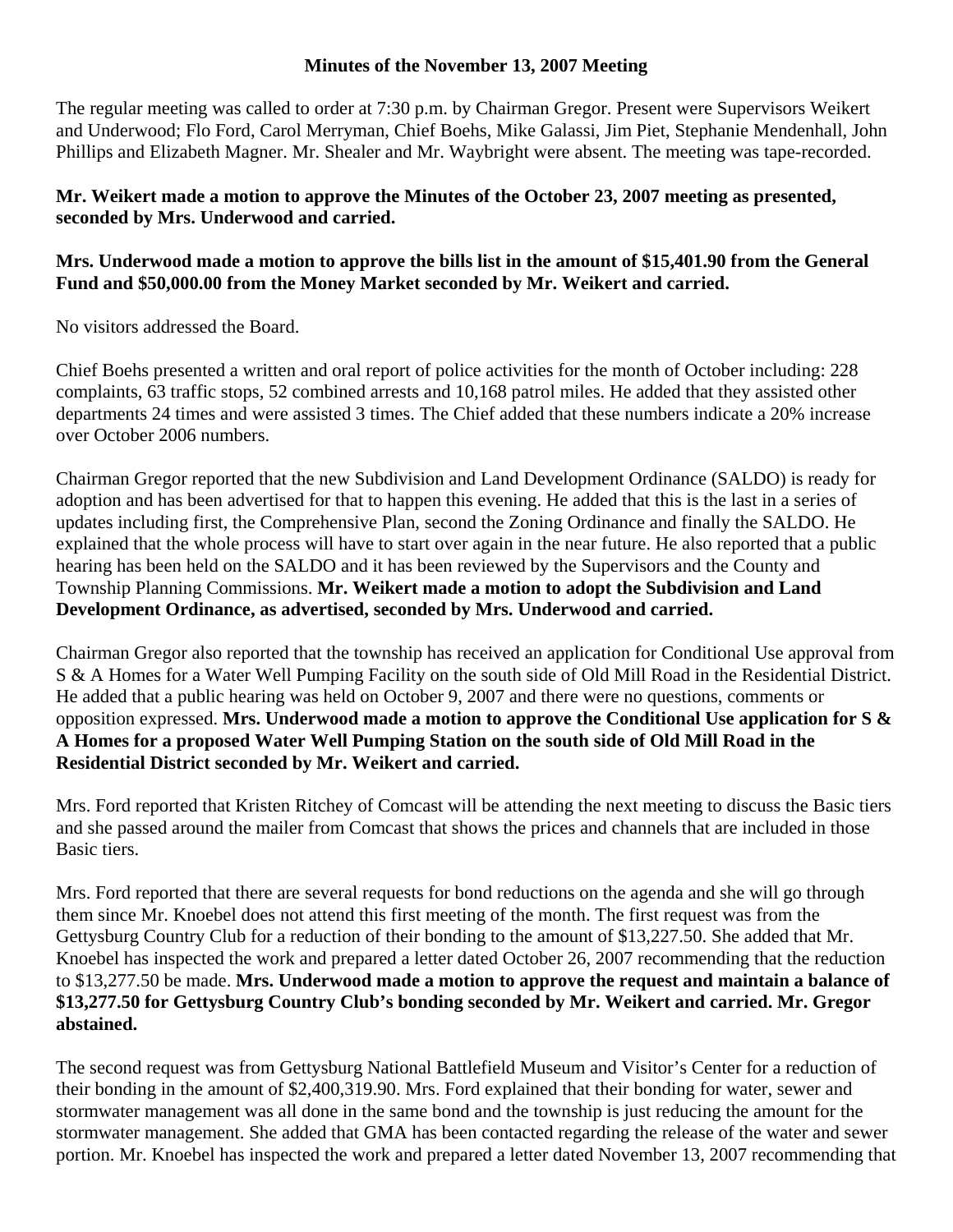**Minutes of the November 13, 2007 Meeting**

The regular meeting was called to order at 7:30 p.m. by Chairman Gregor. Present were Supervisors Weikert and Underwood; Flo Ford, Carol Merryman, Chief Boehs, Mike Galassi, Jim Piet, Stephanie Mendenhall, John Phillips and Elizabeth Magner. Mr. Shealer and Mr. Waybright were absent. The meeting was tape-recorded.

**Mr. Weikert made a motion to approve the Minutes of the October 23, 2007 meeting as presented, seconded by Mrs. Underwood and carried.**

**Mrs. Underwood made a motion to approve the bills list in the amount of $15,401.90 from the General Fund and $50,000.00 from the Money Market seconded by Mr. Weikert and carried.**

No visitors addressed the Board.

Chief Boehs presented a written and oral report of police activities for the month of October including: 228 complaints, 63 traffic stops, 52 combined arrests and 10,168 patrol miles. He added that they assisted other departments 24 times and were assisted 3 times. The Chief added that these numbers indicate a 20% increase over October 2006 numbers.

Chairman Gregor reported that the new Subdivision and Land Development Ordinance (SALDO) is ready for adoption and has been advertised for that to happen this evening. He added that this is the last in a series of updates including first, the Comprehensive Plan, second the Zoning Ordinance and finally the SALDO. He explained that the whole process will have to start over again in the near future. He also reported that a public hearing has been held on the SALDO and it has been reviewed by the Supervisors and the County and Township Planning Commissions. **Mr. Weikert made a motion to adopt the Subdivision and Land Development Ordinance, as advertised, seconded by Mrs. Underwood and carried.**

Chairman Gregor also reported that the township has received an application for Conditional Use approval from S & A Homes for a Water Well Pumping Facility on the south side of Old Mill Road in the Residential District. He added that a public hearing was held on October 9, 2007 and there were no questions, comments or opposition expressed. **Mrs. Underwood made a motion to approve the Conditional Use application for S & A Homes for a proposed Water Well Pumping Station on the south side of Old Mill Road in the Residential District seconded by Mr. Weikert and carried.**

Mrs. Ford reported that Kristen Ritchey of Comcast will be attending the next meeting to discuss the Basic tiers and she passed around the mailer from Comcast that shows the prices and channels that are included in those Basic tiers.

Mrs. Ford reported that there are several requests for bond reductions on the agenda and she will go through them since Mr. Knoebel does not attend this first meeting of the month. The first request was from the Gettysburg Country Club for a reduction of their bonding to the amount of $13,227.50. She added that Mr. Knoebel has inspected the work and prepared a letter dated October 26, 2007 recommending that the reduction to $13,277.50 be made. **Mrs. Underwood made a motion to approve the request and maintain a balance of $13,277.50 for Gettysburg Country Club's bonding seconded by Mr. Weikert and carried. Mr. Gregor abstained.**

The second request was from Gettysburg National Battlefield Museum and Visitor's Center for a reduction of their bonding in the amount of $2,400,319.90. Mrs. Ford explained that their bonding for water, sewer and stormwater management was all done in the same bond and the township is just reducing the amount for the stormwater management. She added that GMA has been contacted regarding the release of the water and sewer portion. Mr. Knoebel has inspected the work and prepared a letter dated November 13, 2007 recommending that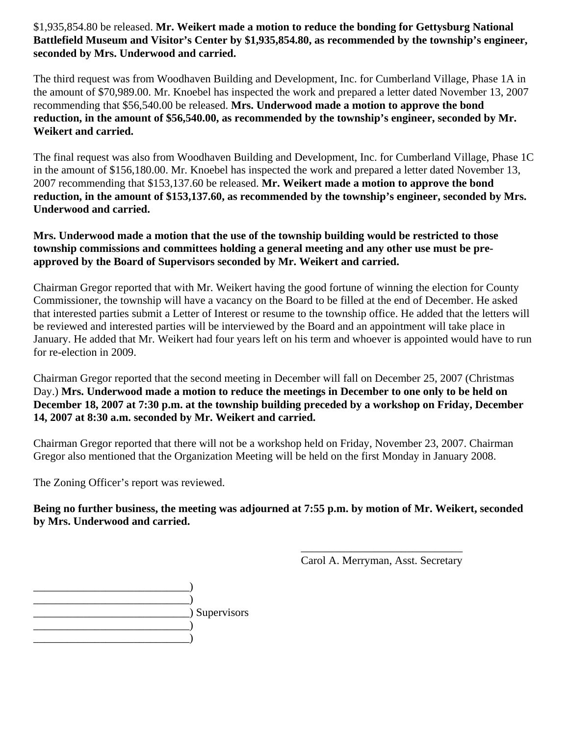$1,935,854.80 be released. **Mr. Weikert made a motion to reduce the bonding for Gettysburg National Battlefield Museum and Visitor's Center by $1,935,854.80, as recommended by the township's engineer, seconded by Mrs. Underwood and carried.**

The third request was from Woodhaven Building and Development, Inc. for Cumberland Village, Phase 1A in the amount of $70,989.00. Mr. Knoebel has inspected the work and prepared a letter dated November 13, 2007 recommending that $56,540.00 be released. **Mrs. Underwood made a motion to approve the bond reduction, in the amount of $56,540.00, as recommended by the township's engineer, seconded by Mr. Weikert and carried.**

The final request was also from Woodhaven Building and Development, Inc. for Cumberland Village, Phase 1C in the amount of $156,180.00. Mr. Knoebel has inspected the work and prepared a letter dated November 13, 2007 recommending that $153,137.60 be released. **Mr. Weikert made a motion to approve the bond reduction, in the amount of $153,137.60, as recommended by the township's engineer, seconded by Mrs. Underwood and carried.**

**Mrs. Underwood made a motion that the use of the township building would be restricted to those township commissions and committees holding a general meeting and any other use must be pre-approved by the Board of Supervisors seconded by Mr. Weikert and carried.**

Chairman Gregor reported that with Mr. Weikert having the good fortune of winning the election for County Commissioner, the township will have a vacancy on the Board to be filled at the end of December. He asked that interested parties submit a Letter of Interest or resume to the township office. He added that the letters will be reviewed and interested parties will be interviewed by the Board and an appointment will take place in January. He added that Mr. Weikert had four years left on his term and whoever is appointed would have to run for re-election in 2009.

Chairman Gregor reported that the second meeting in December will fall on December 25, 2007 (Christmas Day.) **Mrs. Underwood made a motion to reduce the meetings in December to one only to be held on December 18, 2007 at 7:30 p.m. at the township building preceded by a workshop on Friday, December 14, 2007 at 8:30 a.m. seconded by Mr. Weikert and carried.**

Chairman Gregor reported that there will not be a workshop held on Friday, November 23, 2007. Chairman Gregor also mentioned that the Organization Meeting will be held on the first Monday in January 2008.

The Zoning Officer's report was reviewed.

**Being no further business, the meeting was adjourned at 7:55 p.m. by motion of Mr. Weikert, seconded by Mrs. Underwood and carried.**

______________________________
Carol A. Merryman, Asst. Secretary

____________________________)
____________________________)
____________________________) Supervisors
____________________________)
____________________________)